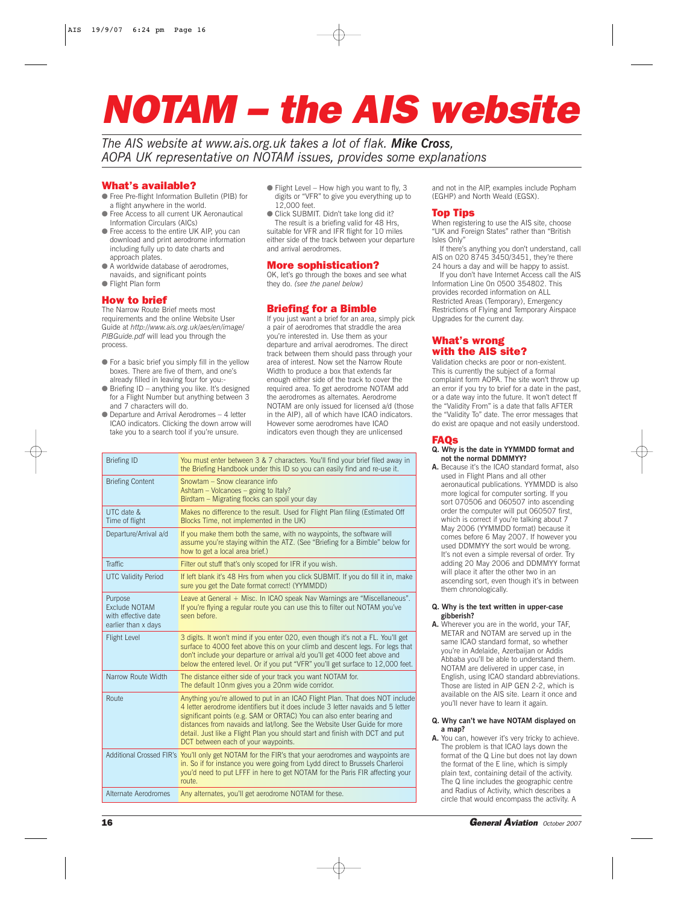# NOTAM – the AIS website

*The AIS website at www.ais.org.uk takes a lot of flak. **Mike Cross**, AOPA UK representative on NOTAM issues, provides some explanations*

## What's available?

- Free Pre-flight Information Bulletin (PIB) for a flight anywhere in the world.
- Free Access to all current UK Aeronautical Information Circulars (AICs)
- Free access to the entire UK AIP, you can download and print aerodrome information including fully up to date charts and approach plates.
- A worldwide database of aerodromes, navaids, and significant points
- Flight Plan form

## How to brief

The Narrow Route Brief meets most requirements and the online Website User Guide at *http://www.ais.org.uk/aes/en/image/PIBGuide.pdf* will lead you through the process.

- For a basic brief you simply fill in the yellow boxes. There are five of them, and one's already filled in leaving four for you:-
- Briefing ID – anything you like. It's designed for a Flight Number but anything between 3 and 7 characters will do.
- Departure and Arrival Aerodromes – 4 letter ICAO indicators. Clicking the down arrow will take you to a search tool if you're unsure.
- Flight Level – How high you want to fly, 3 digits or "VFR" to give you everything up to 12,000 feet.
- Click SUBMIT. Didn't take long did it?

The result is a briefing valid for 48 Hrs, suitable for VFR and IFR flight for 10 miles either side of the track between your departure and arrival aerodromes.

## More sophistication?

OK, let's go through the boxes and see what they do. *(see the panel below)*

## Briefing for a Bimble

If you just want a brief for an area, simply pick a pair of aerodromes that straddle the area you're interested in. Use them as your departure and arrival aerodromes. The direct track between them should pass through your area of interest. Now set the Narrow Route Width to produce a box that extends far enough either side of the track to cover the required area. To get aerodrome NOTAM add the aerodromes as alternates. Aerodrome NOTAM are only issued for licensed a/d (those in the AIP), all of which have ICAO indicators. However some aerodromes have ICAO indicators even though they are unlicensed and not in the AIP, examples include Popham (EGHP) and North Weald (EGSX).

## Top Tips

When registering to use the AIS site, choose "UK and Foreign States" rather than "British Isles Only"

If there's anything you don't understand, call AIS on 020 8745 3450/3451, they're there 24 hours a day and will be happy to assist.

If you don't have Internet Access call the AIS Information Line On 0500 354802. This provides recorded information on ALL Restricted Areas (Temporary), Emergency Restrictions of Flying and Temporary Airspace Upgrades for the current day.

## What's wrong with the AIS site?

Validation checks are poor or non-existent. This is currently the subject of a formal complaint form AOPA. The site won't throw up an error if you try to brief for a date in the past, or a date way into the future. It won't detect ff the "Validity From" is a date that falls AFTER the "Validity To" date. The error messages that do exist are opaque and not easily understood.

## FAQs

**Q. Why is the date in YYMMDD format and not the normal DDMMYY?**

**A.** Because it's the ICAO standard format, also used in Flight Plans and all other aeronautical publications. YYMMDD is also more logical for computer sorting. If you sort 070506 and 060507 into ascending order the computer will put 060507 first, which is correct if you're talking about 7 May 2006 (YYMMDD format) because it comes before 6 May 2007. If however you used DDMMYY the sort would be wrong. It's not even a simple reversal of order. Try adding 20 May 2006 and DDMMYY format will place it after the other two in an ascending sort, even though it's in between them chronologically.

**Q. Why is the text written in upper-case gibberish?**

**A.** Wherever you are in the world, your TAF, METAR and NOTAM are served up in the same ICAO standard format, so whether you're in Adelaide, Azerbaijan or Addis Abbaba you'll be able to understand them. NOTAM are delivered in upper case, in English, using ICAO standard abbreviations. Those are listed in AIP GEN 2-2, which is available on the AIS site. Learn it once and you'll never have to learn it again.

**Q. Why can't we have NOTAM displayed on a map?**

**A.** You can, however it's very tricky to achieve. The problem is that ICAO lays down the format of the Q Line but does not lay down the format of the E line, which is simply plain text, containing detail of the activity. The Q line includes the geographic centre and Radius of Activity, which describes a circle that would encompass the activity. A

| Field | Explanation |
|---|---|
| Briefing ID | You must enter between 3 & 7 characters. You'll find your brief filed away in the Briefing Handbook under this ID so you can easily find and re-use it. |
| Briefing Content | Snowtam – Snow clearance info<br>Ashtam – Volcanoes – going to Italy?<br>Birdtam – Migrating flocks can spoil your day |
| UTC date & Time of flight | Makes no difference to the result. Used for Flight Plan filing (Estimated Off Blocks Time, not implemented in the UK) |
| Departure/Arrival a/d | If you make them both the same, with no waypoints, the software will assume you're staying within the ATZ. (See "Briefing for a Bimble" below for how to get a local area brief.) |
| Traffic | Filter out stuff that's only scoped for IFR if you wish. |
| UTC Validity Period | If left blank it's 48 Hrs from when you click SUBMIT. If you do fill it in, make sure you get the Date format correct! (YYMMDD) |
| Purpose<br>Exclude NOTAM with effective date earlier than x days | Leave at General + Misc. In ICAO speak Nav Warnings are "Miscellaneous". If you're flying a regular route you can use this to filter out NOTAM you've seen before. |
| Flight Level | 3 digits. It won't mind if you enter 020, even though it's not a FL. You'll get surface to 4000 feet above this on your climb and descent legs. For legs that don't include your departure or arrival a/d you'll get 4000 feet above and below the entered level. Or if you put "VFR" you'll get surface to 12,000 feet. |
| Narrow Route Width | The distance either side of your track you want NOTAM for.<br>The default 10nm gives you a 20nm wide corridor. |
| Route | Anything you're allowed to put in an ICAO Flight Plan. That does NOT include 4 letter aerodrome identifiers but it does include 3 letter navaids and 5 letter significant points (e.g. SAM or ORTAC) You can also enter bearing and distances from navaids and lat/long. See the Website User Guide for more detail. Just like a Flight Plan you should start and finish with DCT and put DCT between each of your waypoints. |
| Additional Crossed FIR's | You'll only get NOTAM for the FIR's that your aerodromes and waypoints are in. So if for instance you were going from Lydd direct to Brussels Charleroi you'd need to put LFFF in here to get NOTAM for the Paris FIR affecting your route. |
| Alternate Aerodromes | Any alternates, you'll get aerodrome NOTAM for these. |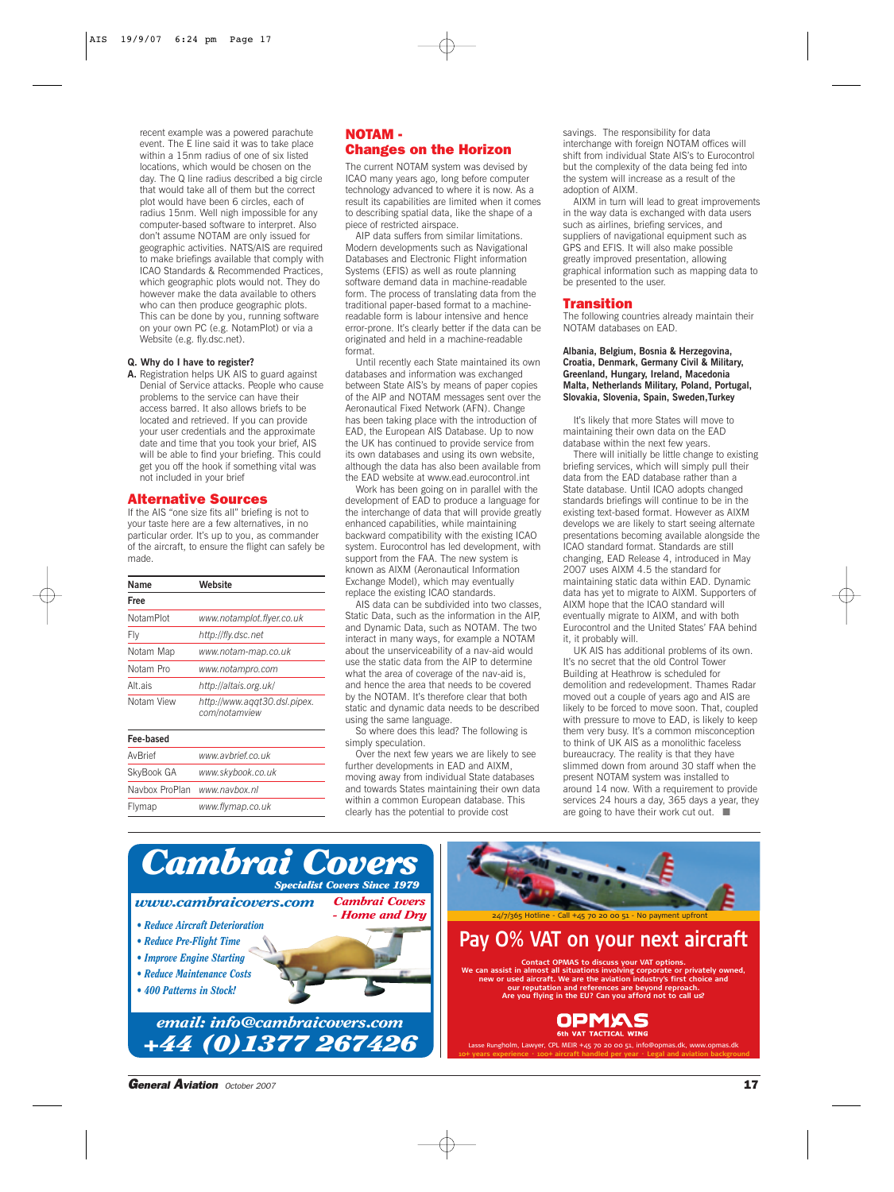recent example was a powered parachute event. The E line said it was to take place within a 15nm radius of one of six listed locations, which would be chosen on the day. The Q line radius described a big circle that would take all of them but the correct plot would have been 6 circles, each of radius 15nm. Well nigh impossible for any computer-based software to interpret. Also don't assume NOTAM are only issued for geographic activities. NATS/AIS are required to make briefings available that comply with ICAO Standards & Recommended Practices, which geographic plots would not. They do however make the data available to others who can then produce geographic plots. This can be done by you, running software on your own PC (e.g. NotamPlot) or via a Website (e.g. fly.dsc.net).

**Q. Why do I have to register?**

**A.** Registration helps UK AIS to guard against Denial of Service attacks. People who cause problems to the service can have their access barred. It also allows briefs to be located and retrieved. If you can provide your user credentials and the approximate date and time that you took your brief, AIS will be able to find your briefing. This could get you off the hook if something vital was not included in your brief

## Alternative Sources

If the AIS "one size fits all" briefing is not to your taste here are a few alternatives, in no particular order. It's up to you, as commander of the aircraft, to ensure the flight can safely be made.

| Name | Website |
|---|---|
| **Free** | |
| NotamPlot | www.notamplot.flyer.co.uk |
| Fly | http://fly.dsc.net |
| Notam Map | www.notam-map.co.uk |
| Notam Pro | www.notampro.com |
| Alt.ais | http://altais.org.uk/ |
| Notam View | http://www.aqqt30.dsl.pipex.com/notamview |
| **Fee-based** | |
| AvBrief | www.avbrief.co.uk |
| SkyBook GA | www.skybook.co.uk |
| Navbox ProPlan | www.navbox.nl |
| Flymap | www.flymap.co.uk |

## NOTAM - Changes on the Horizon

The current NOTAM system was devised by ICAO many years ago, long before computer technology advanced to where it is now. As a result its capabilities are limited when it comes to describing spatial data, like the shape of a piece of restricted airspace.

AIP data suffers from similar limitations. Modern developments such as Navigational Databases and Electronic Flight information Systems (EFIS) as well as route planning software demand data in machine-readable form. The process of translating data from the traditional paper-based format to a machine-readable form is labour intensive and hence error-prone. It's clearly better if the data can be originated and held in a machine-readable format.

Until recently each State maintained its own databases and information was exchanged between State AIS's by means of paper copies of the AIP and NOTAM messages sent over the Aeronautical Fixed Network (AFN). Change has been taking place with the introduction of EAD, the European AIS Database. Up to now the UK has continued to provide service from its own databases and using its own website, although the data has also been available from the EAD website at www.ead.eurocontrol.int

Work has been going on in parallel with the development of EAD to produce a language for the interchange of data that will provide greatly enhanced capabilities, while maintaining backward compatibility with the existing ICAO system. Eurocontrol has led development, with support from the FAA. The new system is known as AIXM (Aeronautical Information Exchange Model), which may eventually replace the existing ICAO standards.

AIS data can be subdivided into two classes, Static Data, such as the information in the AIP, and Dynamic Data, such as NOTAM. The two interact in many ways, for example a NOTAM about the unserviceability of a nav-aid would use the static data from the AIP to determine what the area of coverage of the nav-aid is, and hence the area that needs to be covered by the NOTAM. It's therefore clear that both static and dynamic data needs to be described using the same language.

So where does this lead? The following is simply speculation.

Over the next few years we are likely to see further developments in EAD and AIXM, moving away from individual State databases and towards States maintaining their own data within a common European database. This clearly has the potential to provide cost savings. The responsibility for data interchange with foreign NOTAM offices will shift from individual State AIS's to Eurocontrol but the complexity of the data being fed into the system will increase as a result of the adoption of AIXM.

AIXM in turn will lead to great improvements in the way data is exchanged with data users such as airlines, briefing services, and suppliers of navigational equipment such as GPS and EFIS. It will also make possible greatly improved presentation, allowing graphical information such as mapping data to be presented to the user.

## Transition

The following countries already maintain their NOTAM databases on EAD.

**Albania, Belgium, Bosnia & Herzegovina, Croatia, Denmark, Germany Civil & Military, Greenland, Hungary, Ireland, Macedonia Malta, Netherlands Military, Poland, Portugal, Slovakia, Slovenia, Spain, Sweden,Turkey**

It's likely that more States will move to maintaining their own data on the EAD database within the next few years.

There will initially be little change to existing briefing services, which will simply pull their data from the EAD database rather than a State database. Until ICAO adopts changed standards briefings will continue to be in the existing text-based format. However as AIXM develops we are likely to start seeing alternate presentations becoming available alongside the ICAO standard format. Standards are still changing, EAD Release 4, introduced in May 2007 uses AIXM 4.5 the standard for maintaining static data within EAD. Dynamic data has yet to migrate to AIXM. Supporters of AIXM hope that the ICAO standard will eventually migrate to AIXM, and with both Eurocontrol and the United States' FAA behind it, it probably will.

UK AIS has additional problems of its own. It's no secret that the old Control Tower Building at Heathrow is scheduled for demolition and redevelopment. Thames Radar moved out a couple of years ago and AIS are likely to be forced to move soon. That, coupled with pressure to move to EAD, is likely to keep them very busy. It's a common misconception to think of UK AIS as a monolithic faceless bureaucracy. The reality is that they have slimmed down from around 30 staff when the present NOTAM system was installed to around 14 now. With a requirement to provide services 24 hours a day, 365 days a year, they are going to have their work cut out. ■

**Cambrai Covers**
*Specialist Covers Since 1979*
*www.cambraicovers.com* — *Cambrai Covers - Home and Dry*

- *Reduce Aircraft Deterioration*
- *Reduce Pre-Flight Time*
- *Improve Engine Starting*
- *Reduce Maintenance Costs*
- *400 Patterns in Stock!*

*email: info@cambraicovers.com*
*+44 (0)1377 267426*

24/7/365 Hotline · Call +45 70 20 00 51 · No payment upfront

**Pay 0% VAT on your next aircraft**

**Contact OPMAS to discuss your VAT options. We can assist in almost all situations involving corporate or privately owned, new or used aircraft. We are the aviation industry's first choice and our reputation and references are beyond reproach. Are you flying in the EU? Can you afford not to call us?**

**OPMAS** 6th VAT TACTICAL WING

Lasse Rungholm, Lawyer, CPL MEIR +45 70 20 00 51, info@opmas.dk, www.opmas.dk
10+ years experience · 100+ aircraft handled per year · Legal and aviation background